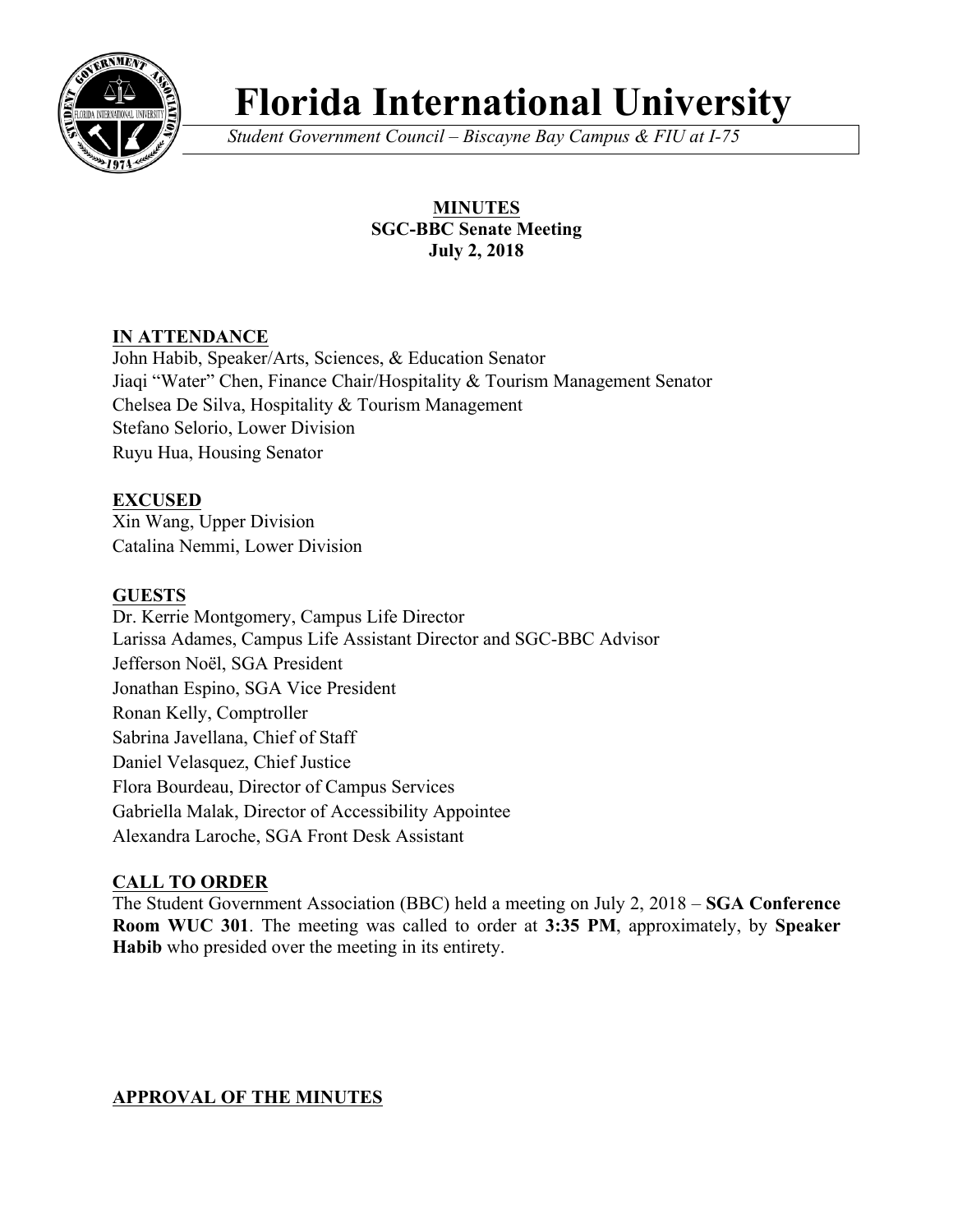# Florida International University

*Student Government Council – Biscayne Bay Campus & FIU at I-75*

**MINUTES**
**SGC-BBC Senate Meeting**
**July 2, 2018**

## IN ATTENDANCE

John Habib, Speaker/Arts, Sciences, & Education Senator
Jiaqi "Water" Chen, Finance Chair/Hospitality & Tourism Management Senator
Chelsea De Silva, Hospitality & Tourism Management
Stefano Selorio, Lower Division
Ruyu Hua, Housing Senator

## EXCUSED

Xin Wang, Upper Division
Catalina Nemmi, Lower Division

## GUESTS

Dr. Kerrie Montgomery, Campus Life Director
Larissa Adames, Campus Life Assistant Director and SGC-BBC Advisor
Jefferson Noël, SGA President
Jonathan Espino, SGA Vice President
Ronan Kelly, Comptroller
Sabrina Javellana, Chief of Staff
Daniel Velasquez, Chief Justice
Flora Bourdeau, Director of Campus Services
Gabriella Malak, Director of Accessibility Appointee
Alexandra Laroche, SGA Front Desk Assistant

## CALL TO ORDER

The Student Government Association (BBC) held a meeting on July 2, 2018 – **SGA Conference Room WUC 301**. The meeting was called to order at **3:35 PM**, approximately, by **Speaker Habib** who presided over the meeting in its entirety.

## APPROVAL OF THE MINUTES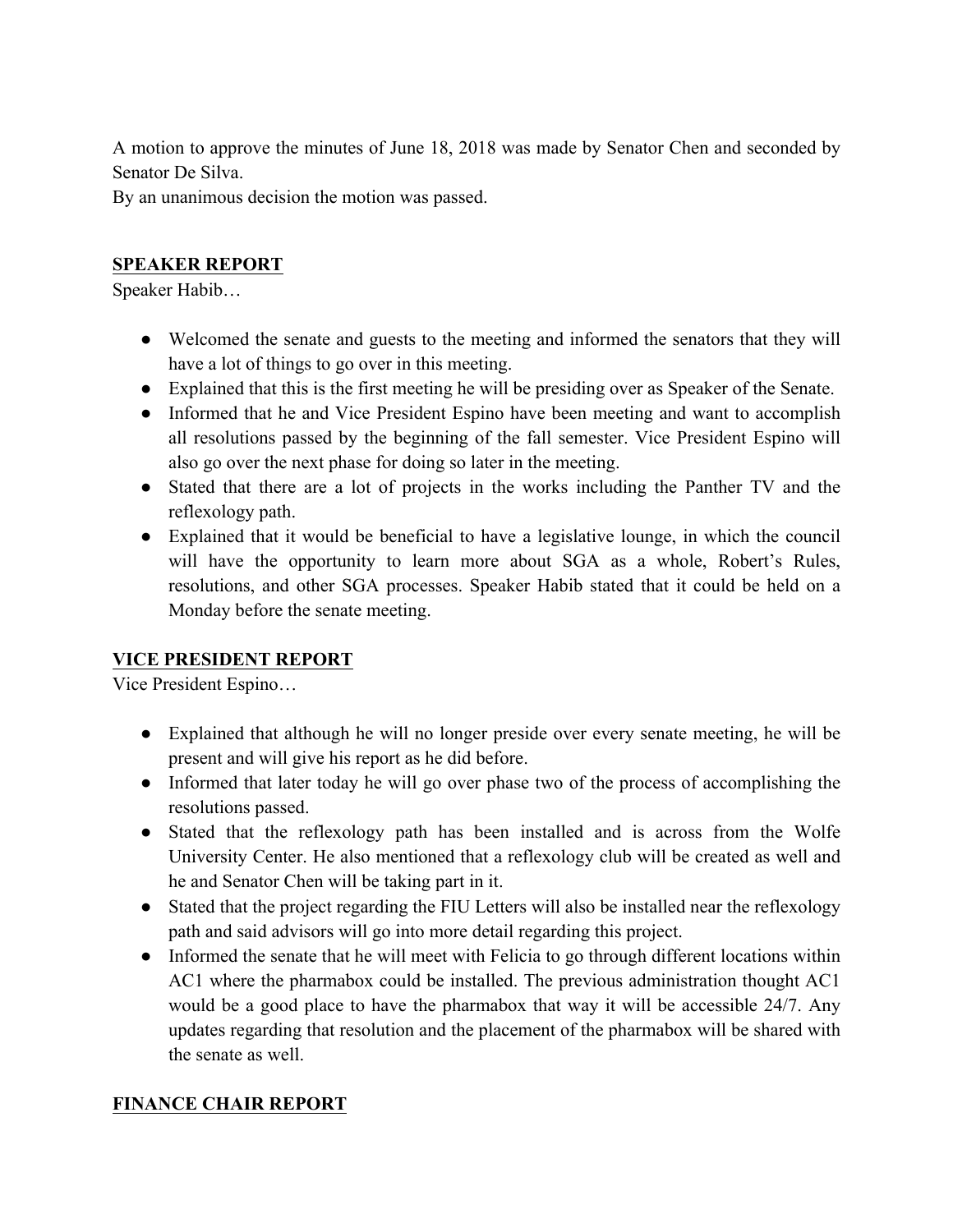A motion to approve the minutes of June 18, 2018 was made by Senator Chen and seconded by Senator De Silva.
By an unanimous decision the motion was passed.

## SPEAKER REPORT

Speaker Habib…

- Welcomed the senate and guests to the meeting and informed the senators that they will have a lot of things to go over in this meeting.
- Explained that this is the first meeting he will be presiding over as Speaker of the Senate.
- Informed that he and Vice President Espino have been meeting and want to accomplish all resolutions passed by the beginning of the fall semester. Vice President Espino will also go over the next phase for doing so later in the meeting.
- Stated that there are a lot of projects in the works including the Panther TV and the reflexology path.
- Explained that it would be beneficial to have a legislative lounge, in which the council will have the opportunity to learn more about SGA as a whole, Robert's Rules, resolutions, and other SGA processes. Speaker Habib stated that it could be held on a Monday before the senate meeting.

## VICE PRESIDENT REPORT

Vice President Espino…

- Explained that although he will no longer preside over every senate meeting, he will be present and will give his report as he did before.
- Informed that later today he will go over phase two of the process of accomplishing the resolutions passed.
- Stated that the reflexology path has been installed and is across from the Wolfe University Center. He also mentioned that a reflexology club will be created as well and he and Senator Chen will be taking part in it.
- Stated that the project regarding the FIU Letters will also be installed near the reflexology path and said advisors will go into more detail regarding this project.
- Informed the senate that he will meet with Felicia to go through different locations within AC1 where the pharmabox could be installed. The previous administration thought AC1 would be a good place to have the pharmabox that way it will be accessible 24/7. Any updates regarding that resolution and the placement of the pharmabox will be shared with the senate as well.

## FINANCE CHAIR REPORT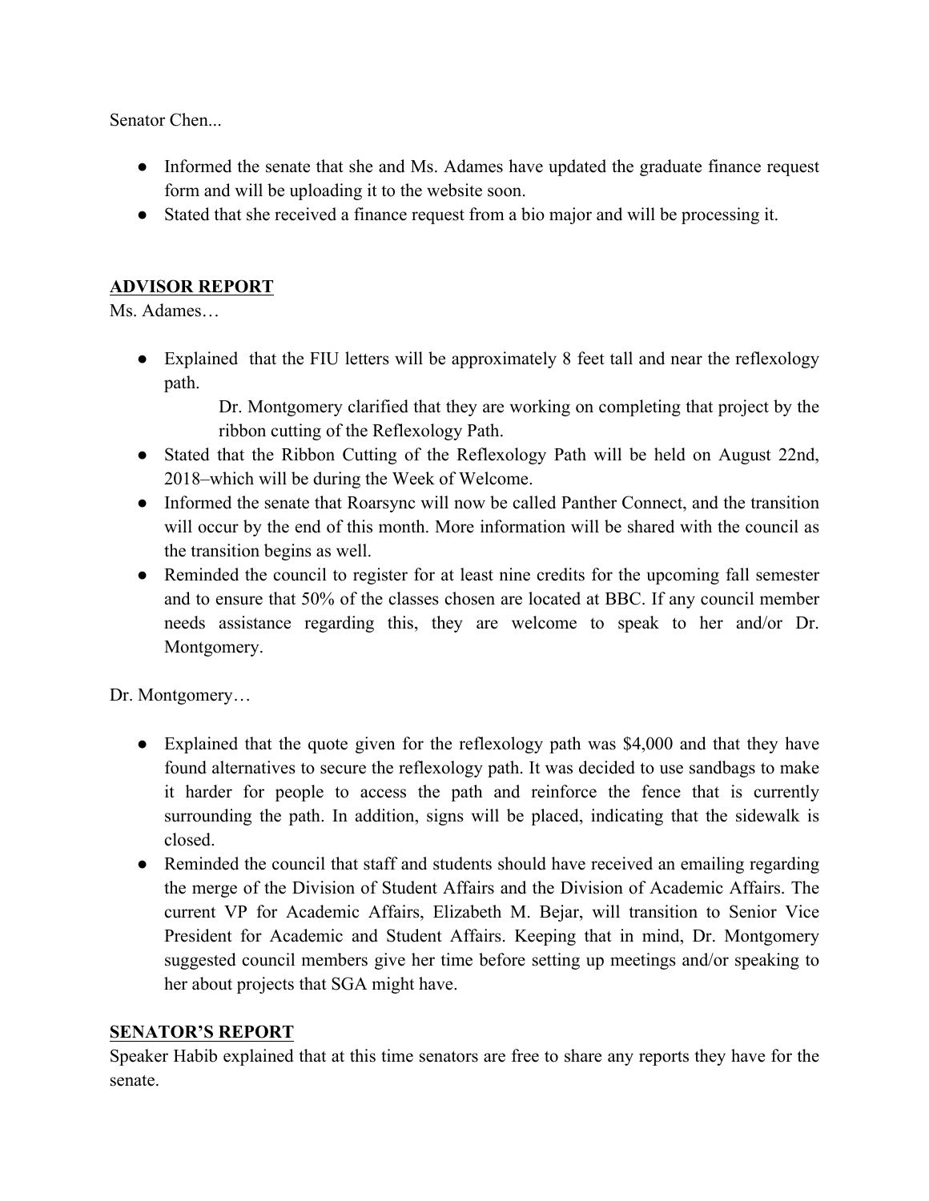Senator Chen...

- Informed the senate that she and Ms. Adames have updated the graduate finance request form and will be uploading it to the website soon.
- Stated that she received a finance request from a bio major and will be processing it.

**ADVISOR REPORT**

Ms. Adames…

- Explained that the FIU letters will be approximately 8 feet tall and near the reflexology path.
  - Dr. Montgomery clarified that they are working on completing that project by the ribbon cutting of the Reflexology Path.
- Stated that the Ribbon Cutting of the Reflexology Path will be held on August 22nd, 2018–which will be during the Week of Welcome.
- Informed the senate that Roarsync will now be called Panther Connect, and the transition will occur by the end of this month. More information will be shared with the council as the transition begins as well.
- Reminded the council to register for at least nine credits for the upcoming fall semester and to ensure that 50% of the classes chosen are located at BBC. If any council member needs assistance regarding this, they are welcome to speak to her and/or Dr. Montgomery.

Dr. Montgomery…

- Explained that the quote given for the reflexology path was $4,000 and that they have found alternatives to secure the reflexology path. It was decided to use sandbags to make it harder for people to access the path and reinforce the fence that is currently surrounding the path. In addition, signs will be placed, indicating that the sidewalk is closed.
- Reminded the council that staff and students should have received an emailing regarding the merge of the Division of Student Affairs and the Division of Academic Affairs. The current VP for Academic Affairs, Elizabeth M. Bejar, will transition to Senior Vice President for Academic and Student Affairs. Keeping that in mind, Dr. Montgomery suggested council members give her time before setting up meetings and/or speaking to her about projects that SGA might have.

**SENATOR'S REPORT**

Speaker Habib explained that at this time senators are free to share any reports they have for the senate.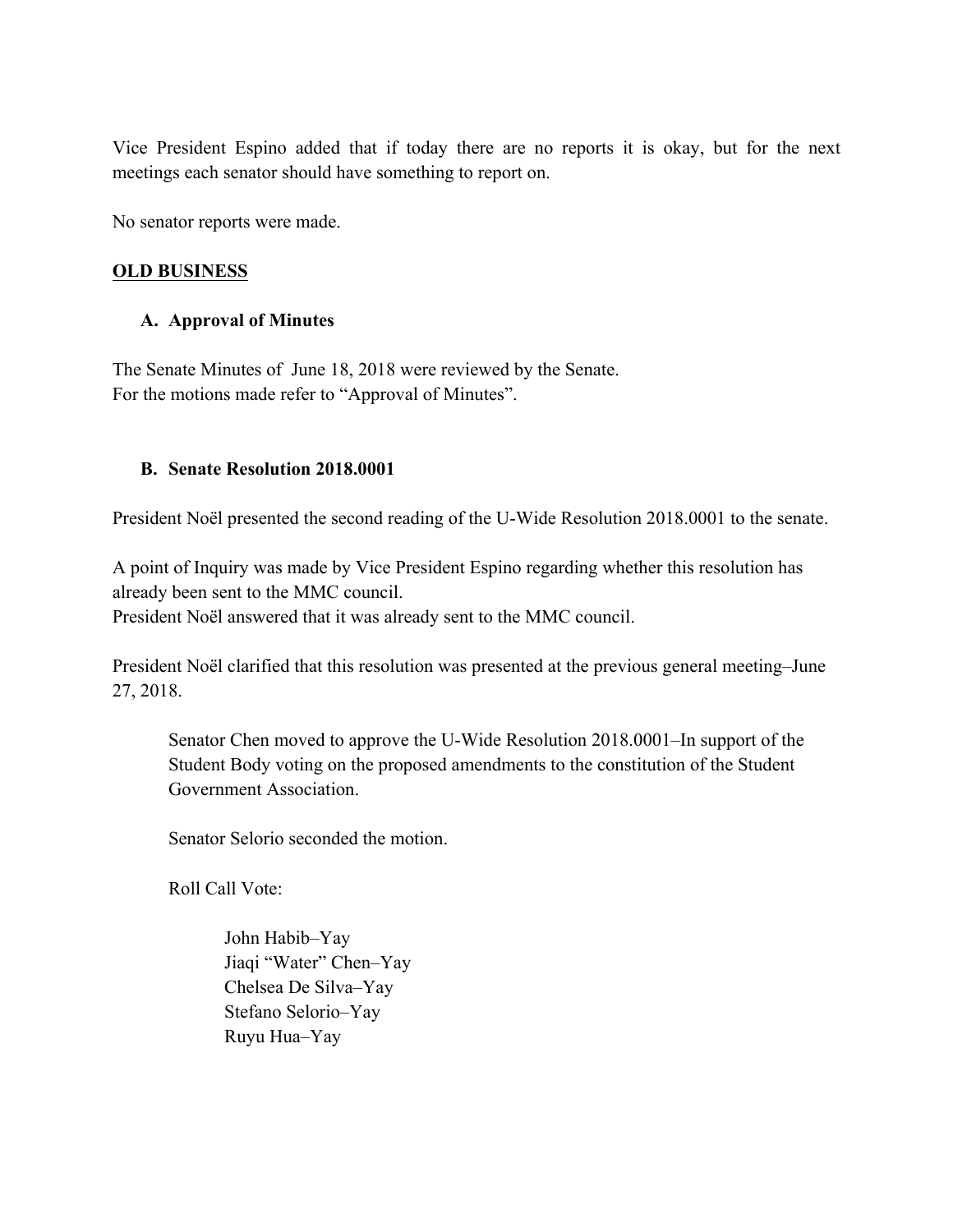Vice President Espino added that if today there are no reports it is okay, but for the next meetings each senator should have something to report on.

No senator reports were made.

## OLD BUSINESS

### A. Approval of Minutes

The Senate Minutes of June 18, 2018 were reviewed by the Senate.
For the motions made refer to "Approval of Minutes".

### B. Senate Resolution 2018.0001

President Noël presented the second reading of the U-Wide Resolution 2018.0001 to the senate.

A point of Inquiry was made by Vice President Espino regarding whether this resolution has already been sent to the MMC council.
President Noël answered that it was already sent to the MMC council.

President Noël clarified that this resolution was presented at the previous general meeting–June 27, 2018.

> Senator Chen moved to approve the U-Wide Resolution 2018.0001–In support of the Student Body voting on the proposed amendments to the constitution of the Student Government Association.
>
> Senator Selorio seconded the motion.
>
> Roll Call Vote:
>
> John Habib–Yay
> Jiaqi "Water" Chen–Yay
> Chelsea De Silva–Yay
> Stefano Selorio–Yay
> Ruyu Hua–Yay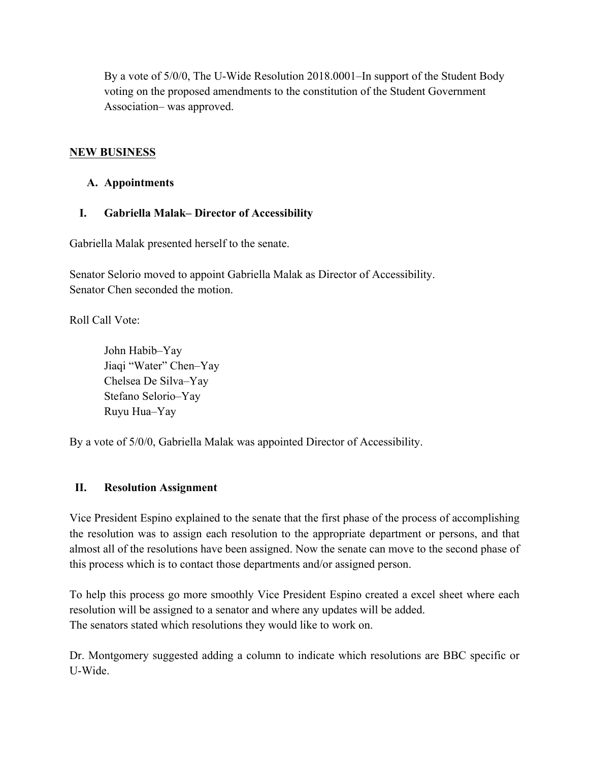By a vote of 5/0/0, The U-Wide Resolution 2018.0001–In support of the Student Body voting on the proposed amendments to the constitution of the Student Government Association– was approved.

## NEW BUSINESS

### A. Appointments

### I. Gabriella Malak– Director of Accessibility

Gabriella Malak presented herself to the senate.

Senator Selorio moved to appoint Gabriella Malak as Director of Accessibility.
Senator Chen seconded the motion.

Roll Call Vote:

John Habib–Yay
Jiaqi “Water” Chen–Yay
Chelsea De Silva–Yay
Stefano Selorio–Yay
Ruyu Hua–Yay

By a vote of 5/0/0, Gabriella Malak was appointed Director of Accessibility.

### II. Resolution Assignment

Vice President Espino explained to the senate that the first phase of the process of accomplishing the resolution was to assign each resolution to the appropriate department or persons, and that almost all of the resolutions have been assigned. Now the senate can move to the second phase of this process which is to contact those departments and/or assigned person.

To help this process go more smoothly Vice President Espino created a excel sheet where each resolution will be assigned to a senator and where any updates will be added.
The senators stated which resolutions they would like to work on.

Dr. Montgomery suggested adding a column to indicate which resolutions are BBC specific or U-Wide.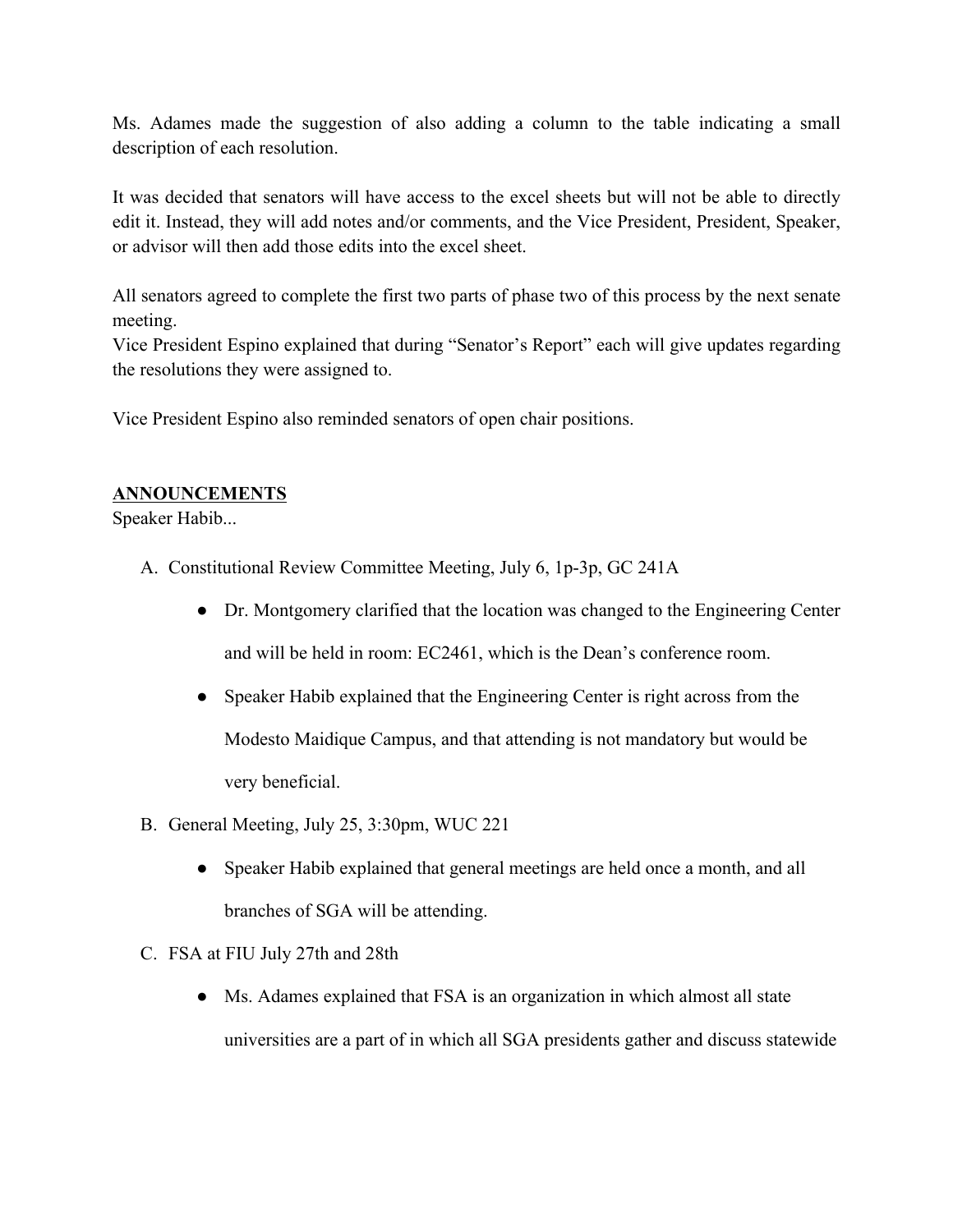Ms. Adames made the suggestion of also adding a column to the table indicating a small description of each resolution.

It was decided that senators will have access to the excel sheets but will not be able to directly edit it. Instead, they will add notes and/or comments, and the Vice President, President, Speaker, or advisor will then add those edits into the excel sheet.

All senators agreed to complete the first two parts of phase two of this process by the next senate meeting.
Vice President Espino explained that during "Senator's Report" each will give updates regarding the resolutions they were assigned to.

Vice President Espino also reminded senators of open chair positions.

**ANNOUNCEMENTS**

Speaker Habib...

A. Constitutional Review Committee Meeting, July 6, 1p-3p, GC 241A
   - Dr. Montgomery clarified that the location was changed to the Engineering Center and will be held in room: EC2461, which is the Dean's conference room.
   - Speaker Habib explained that the Engineering Center is right across from the Modesto Maidique Campus, and that attending is not mandatory but would be very beneficial.
B. General Meeting, July 25, 3:30pm, WUC 221
   - Speaker Habib explained that general meetings are held once a month, and all branches of SGA will be attending.
C. FSA at FIU July 27th and 28th
   - Ms. Adames explained that FSA is an organization in which almost all state universities are a part of in which all SGA presidents gather and discuss statewide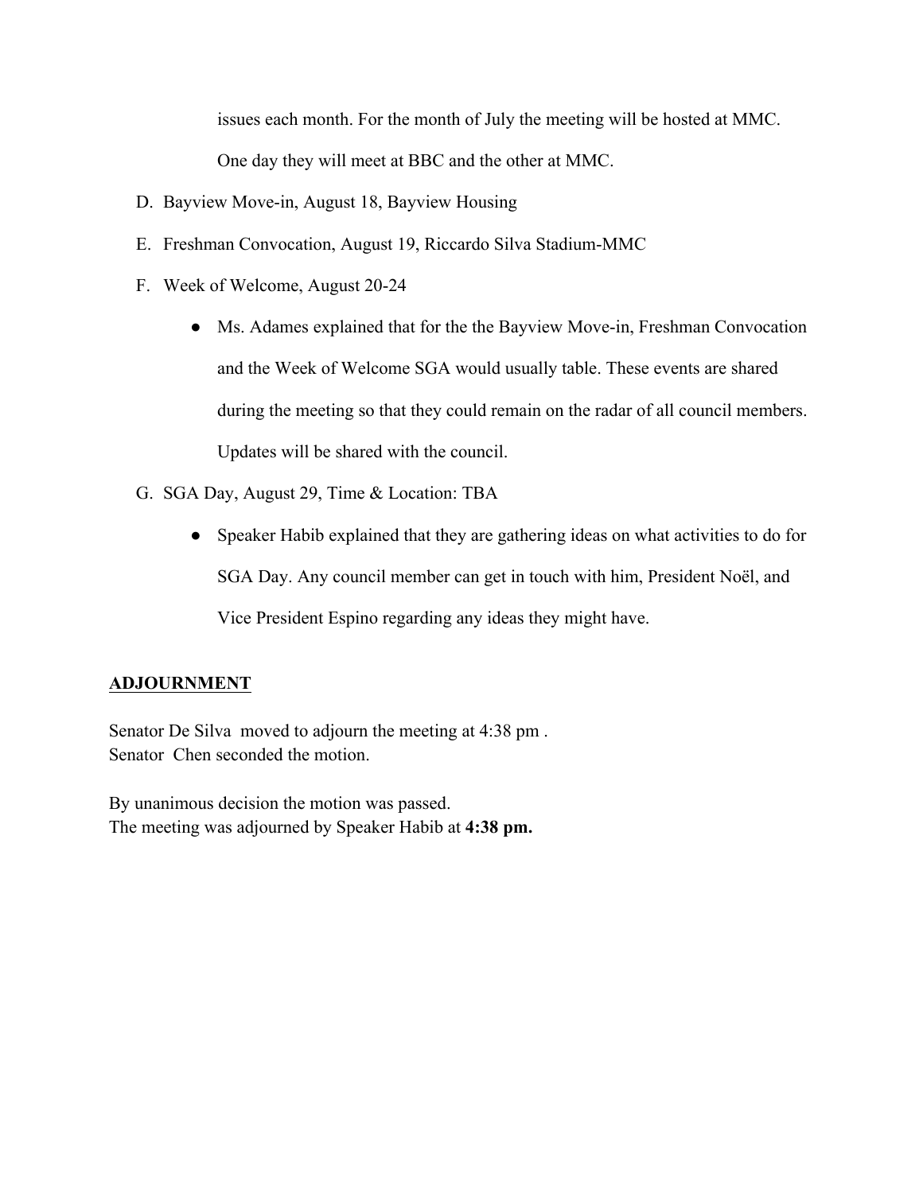issues each month. For the month of July the meeting will be hosted at MMC. One day they will meet at BBC and the other at MMC.

D. Bayview Move-in, August 18, Bayview Housing

E. Freshman Convocation, August 19, Riccardo Silva Stadium-MMC

F. Week of Welcome, August 20-24

- Ms. Adames explained that for the the Bayview Move-in, Freshman Convocation and the Week of Welcome SGA would usually table. These events are shared during the meeting so that they could remain on the radar of all council members. Updates will be shared with the council.

G. SGA Day, August 29, Time & Location: TBA

- Speaker Habib explained that they are gathering ideas on what activities to do for SGA Day. Any council member can get in touch with him, President Noël, and Vice President Espino regarding any ideas they might have.

## ADJOURNMENT

Senator De Silva moved to adjourn the meeting at 4:38 pm .
Senator Chen seconded the motion.

By unanimous decision the motion was passed.
The meeting was adjourned by Speaker Habib at **4:38 pm.**